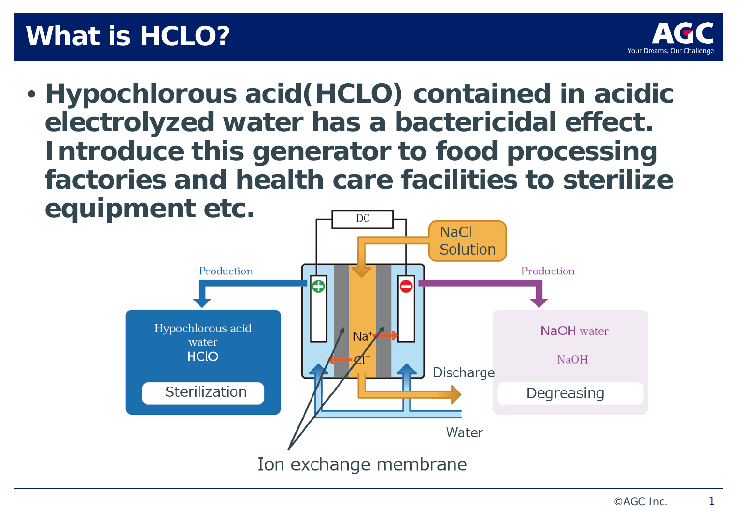# What is HCLO?

- **Hypochlorous acid(HCLO) contained in acidic electrolyzed water has a bactericidal effect. I ntroduce this generator to food processing factories and health care facilities to sterilize equipment etc.**

DC

NaCl Solution

Production

Production

Hypochlorous acid water

HClO

Sterilization

$Na^{+}$

$Cl^{-}$

NaOH water

NaOH

Degreasing

Discharge

Water

Ion exchange membrane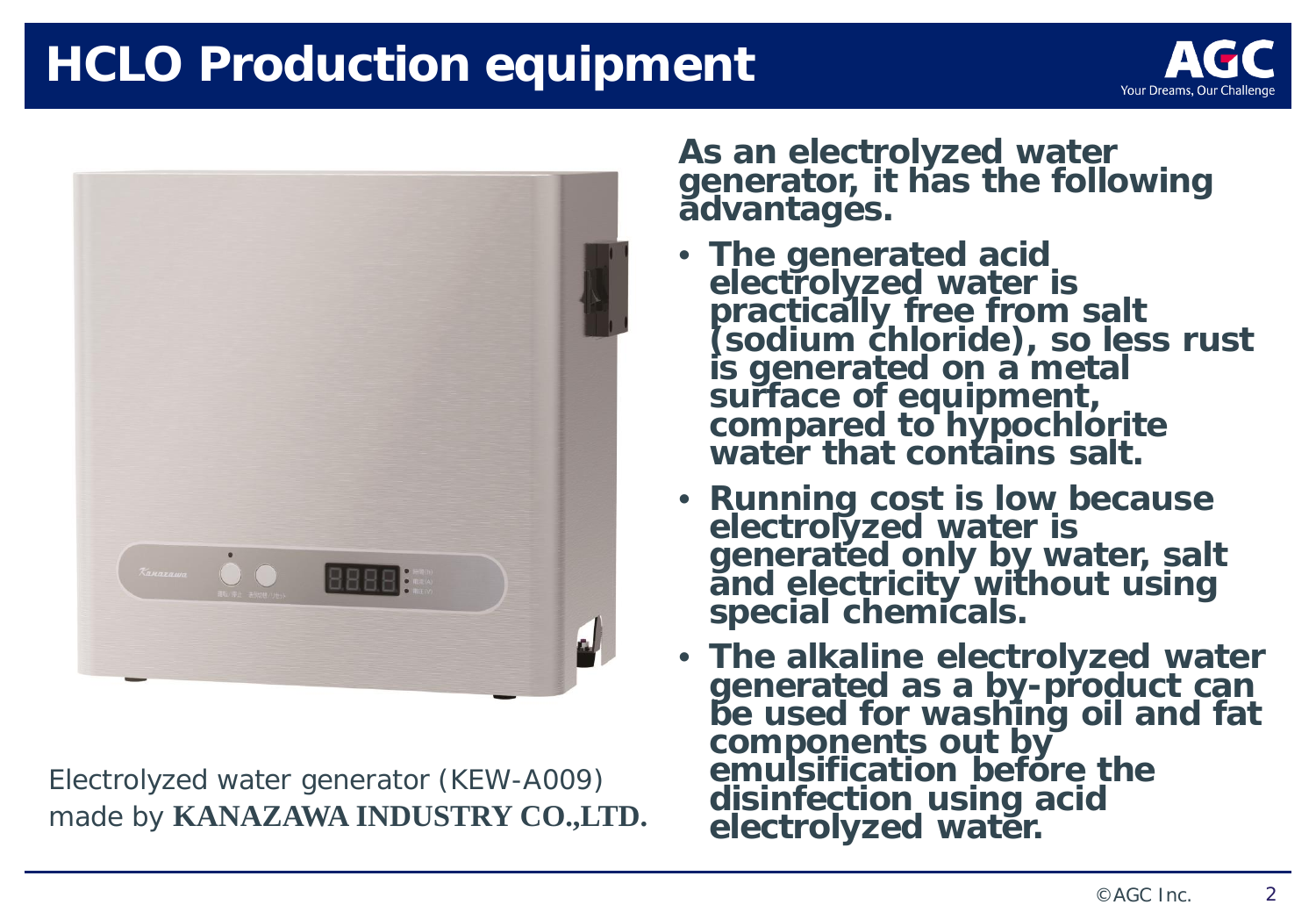# HCLO Production equipment

Electrolyzed water generator (KEW-A009) made by **KANAZAWA INDUSTRY CO.,LTD.**

**As an electrolyzed water generator, it has the following advantages.**

- **The generated acid electrolyzed water is practically free from salt (sodium chloride), so less rust is generated on a metal surface of equipment, compared to hypochlorite water that contains salt.**
- **Running cost is low because electrolyzed water is generated only by water, salt and electricity without using special chemicals.**
- **The alkaline electrolyzed water generated as a by-product can be used for washing oil and fat components out by emulsification before the disinfection using acid electrolyzed water.**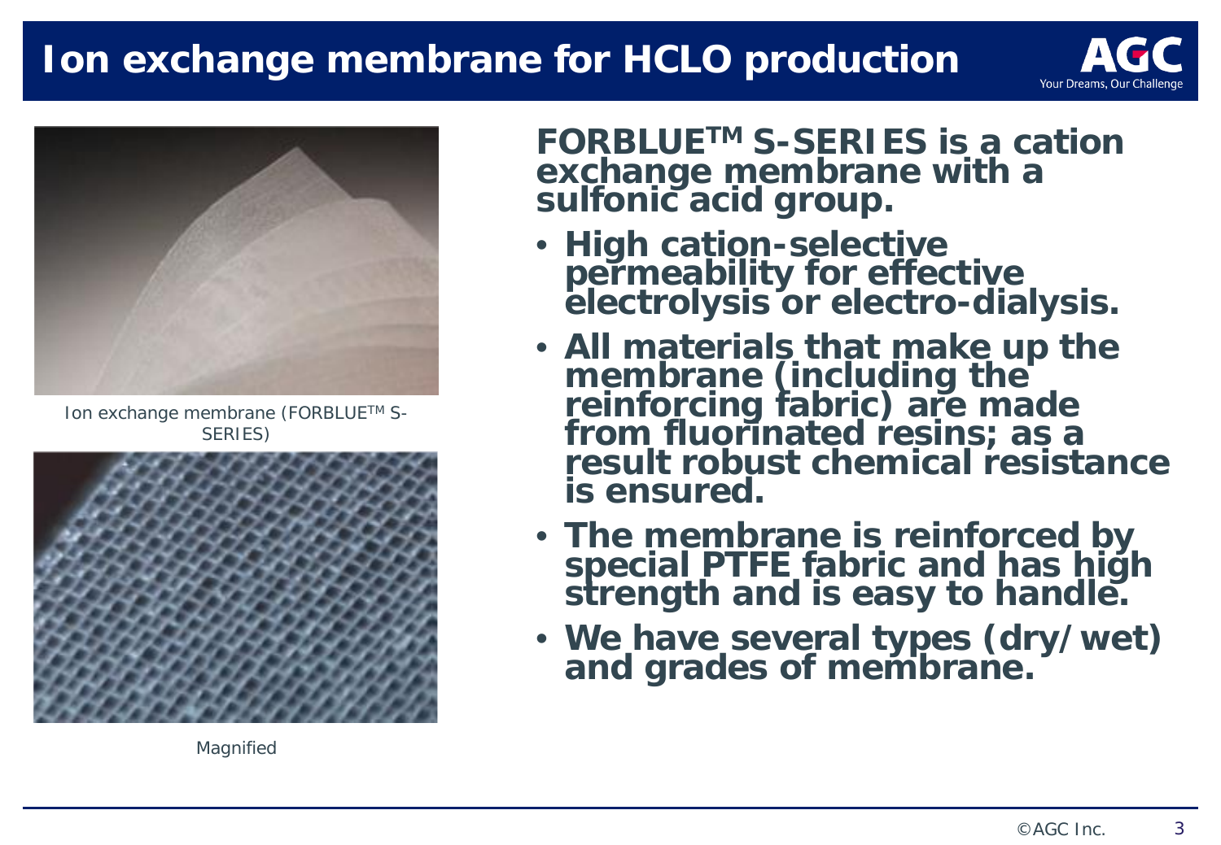# Ion exchange membrane for HCLO production

Ion exchange membrane (FORBLUE™ S-SERIES)

Magnified

**FORBLUE™ S-SERIES is a cation exchange membrane with a sulfonic acid group.**

- **High cation-selective permeability for effective electrolysis or electro-dialysis.**
- **All materials that make up the membrane (including the reinforcing fabric) are made from fluorinated resins; as a result robust chemical resistance is ensured.**
- **The membrane is reinforced by special PTFE fabric and has high strength and is easy to handle.**
- **We have several types (dry/wet) and grades of membrane.**

©AGC Inc.